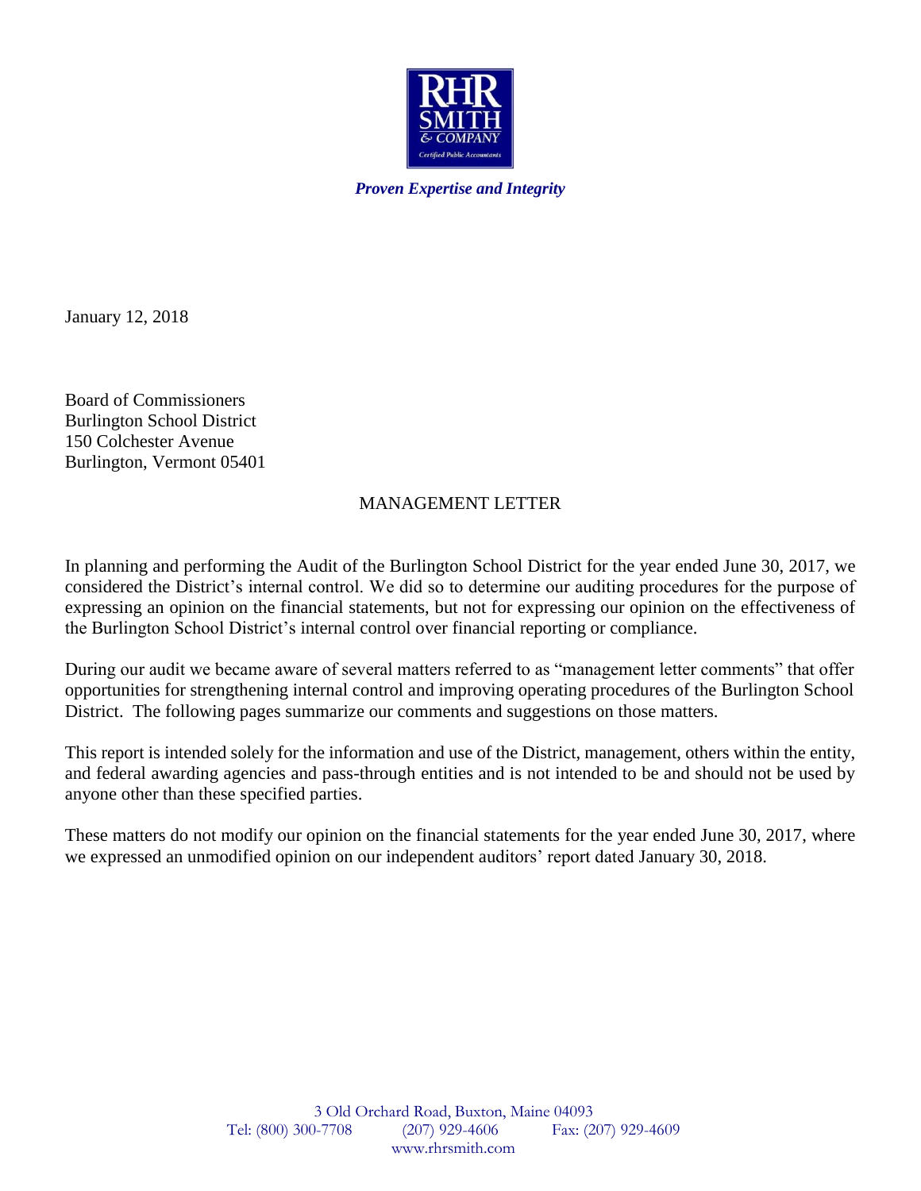RHR SMITH & COMPANY
Certified Public Accountants

*Proven Expertise and Integrity*

January 12, 2018

Board of Commissioners
Burlington School District
150 Colchester Avenue
Burlington, Vermont 05401

## MANAGEMENT LETTER

In planning and performing the Audit of the Burlington School District for the year ended June 30, 2017, we considered the District's internal control. We did so to determine our auditing procedures for the purpose of expressing an opinion on the financial statements, but not for expressing our opinion on the effectiveness of the Burlington School District's internal control over financial reporting or compliance.

During our audit we became aware of several matters referred to as "management letter comments" that offer opportunities for strengthening internal control and improving operating procedures of the Burlington School District. The following pages summarize our comments and suggestions on those matters.

This report is intended solely for the information and use of the District, management, others within the entity, and federal awarding agencies and pass-through entities and is not intended to be and should not be used by anyone other than these specified parties.

These matters do not modify our opinion on the financial statements for the year ended June 30, 2017, where we expressed an unmodified opinion on our independent auditors' report dated January 30, 2018.

3 Old Orchard Road, Buxton, Maine 04093
Tel: (800) 300-7708 (207) 929-4606 Fax: (207) 929-4609
www.rhrsmith.com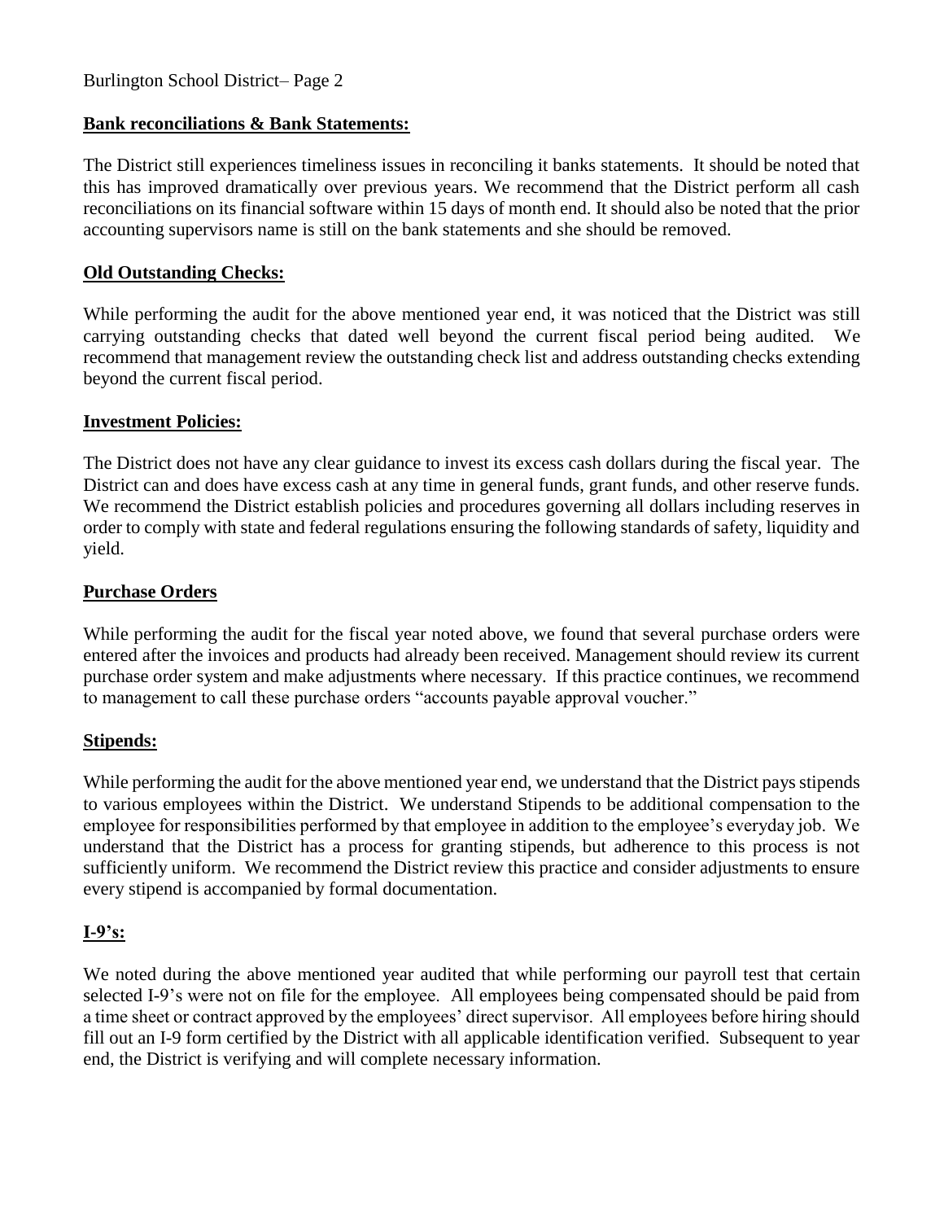**Bank reconciliations & Bank Statements:**

The District still experiences timeliness issues in reconciling it banks statements. It should be noted that this has improved dramatically over previous years. We recommend that the District perform all cash reconciliations on its financial software within 15 days of month end. It should also be noted that the prior accounting supervisors name is still on the bank statements and she should be removed.

**Old Outstanding Checks:**

While performing the audit for the above mentioned year end, it was noticed that the District was still carrying outstanding checks that dated well beyond the current fiscal period being audited. We recommend that management review the outstanding check list and address outstanding checks extending beyond the current fiscal period.

**Investment Policies:**

The District does not have any clear guidance to invest its excess cash dollars during the fiscal year. The District can and does have excess cash at any time in general funds, grant funds, and other reserve funds. We recommend the District establish policies and procedures governing all dollars including reserves in order to comply with state and federal regulations ensuring the following standards of safety, liquidity and yield.

**Purchase Orders**

While performing the audit for the fiscal year noted above, we found that several purchase orders were entered after the invoices and products had already been received. Management should review its current purchase order system and make adjustments where necessary. If this practice continues, we recommend to management to call these purchase orders "accounts payable approval voucher."

**Stipends:**

While performing the audit for the above mentioned year end, we understand that the District pays stipends to various employees within the District. We understand Stipends to be additional compensation to the employee for responsibilities performed by that employee in addition to the employee's everyday job. We understand that the District has a process for granting stipends, but adherence to this process is not sufficiently uniform. We recommend the District review this practice and consider adjustments to ensure every stipend is accompanied by formal documentation.

**I-9's:**

We noted during the above mentioned year audited that while performing our payroll test that certain selected I-9's were not on file for the employee. All employees being compensated should be paid from a time sheet or contract approved by the employees' direct supervisor. All employees before hiring should fill out an I-9 form certified by the District with all applicable identification verified. Subsequent to year end, the District is verifying and will complete necessary information.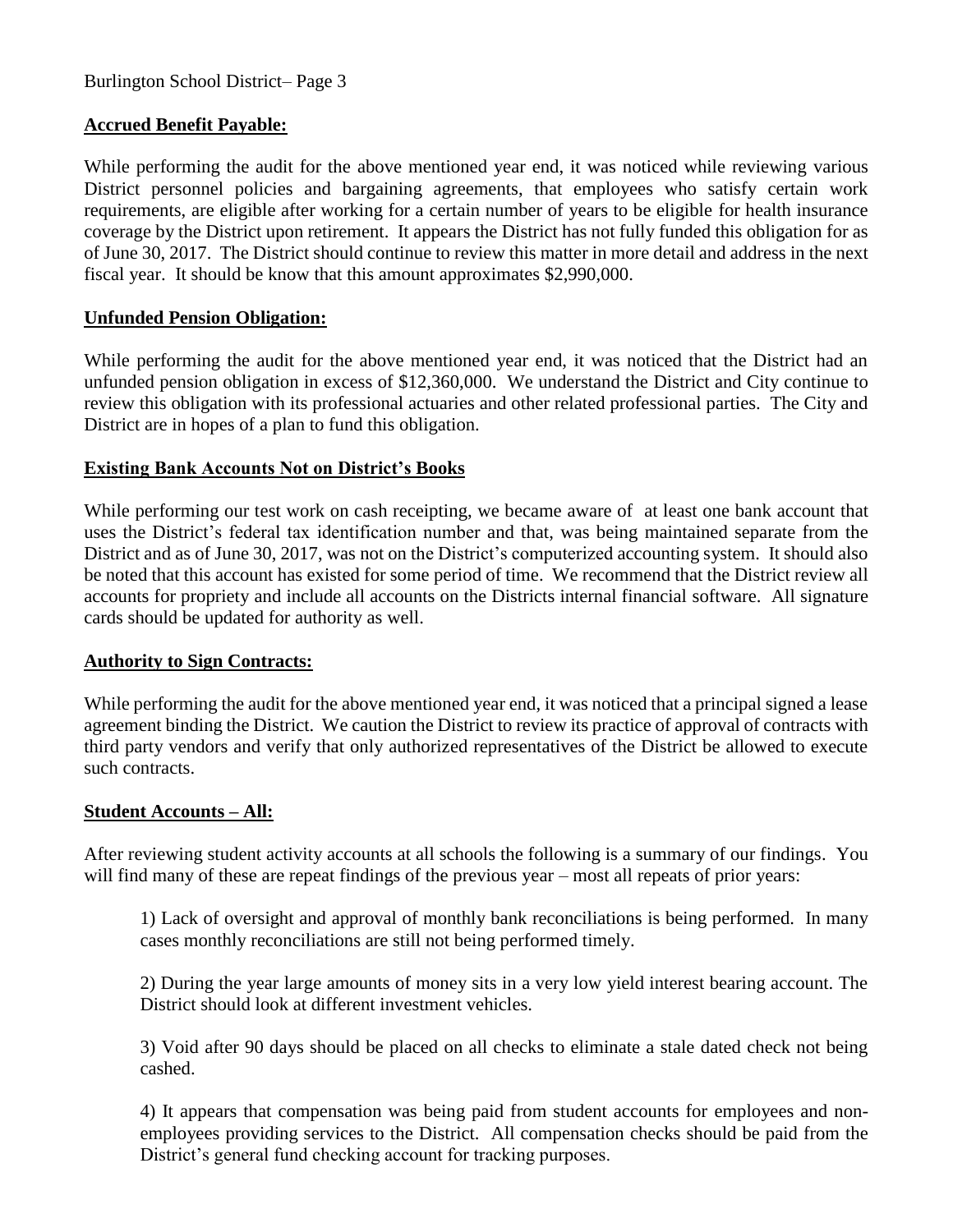**Accrued Benefit Payable:**

While performing the audit for the above mentioned year end, it was noticed while reviewing various District personnel policies and bargaining agreements, that employees who satisfy certain work requirements, are eligible after working for a certain number of years to be eligible for health insurance coverage by the District upon retirement. It appears the District has not fully funded this obligation for as of June 30, 2017. The District should continue to review this matter in more detail and address in the next fiscal year. It should be know that this amount approximates $2,990,000.

**Unfunded Pension Obligation:**

While performing the audit for the above mentioned year end, it was noticed that the District had an unfunded pension obligation in excess of $12,360,000. We understand the District and City continue to review this obligation with its professional actuaries and other related professional parties. The City and District are in hopes of a plan to fund this obligation.

**Existing Bank Accounts Not on District's Books**

While performing our test work on cash receipting, we became aware of at least one bank account that uses the District's federal tax identification number and that, was being maintained separate from the District and as of June 30, 2017, was not on the District's computerized accounting system. It should also be noted that this account has existed for some period of time. We recommend that the District review all accounts for propriety and include all accounts on the Districts internal financial software. All signature cards should be updated for authority as well.

**Authority to Sign Contracts:**

While performing the audit for the above mentioned year end, it was noticed that a principal signed a lease agreement binding the District. We caution the District to review its practice of approval of contracts with third party vendors and verify that only authorized representatives of the District be allowed to execute such contracts.

**Student Accounts – All:**

After reviewing student activity accounts at all schools the following is a summary of our findings. You will find many of these are repeat findings of the previous year – most all repeats of prior years:

1) Lack of oversight and approval of monthly bank reconciliations is being performed. In many cases monthly reconciliations are still not being performed timely.

2) During the year large amounts of money sits in a very low yield interest bearing account. The District should look at different investment vehicles.

3) Void after 90 days should be placed on all checks to eliminate a stale dated check not being cashed.

4) It appears that compensation was being paid from student accounts for employees and non-employees providing services to the District. All compensation checks should be paid from the District's general fund checking account for tracking purposes.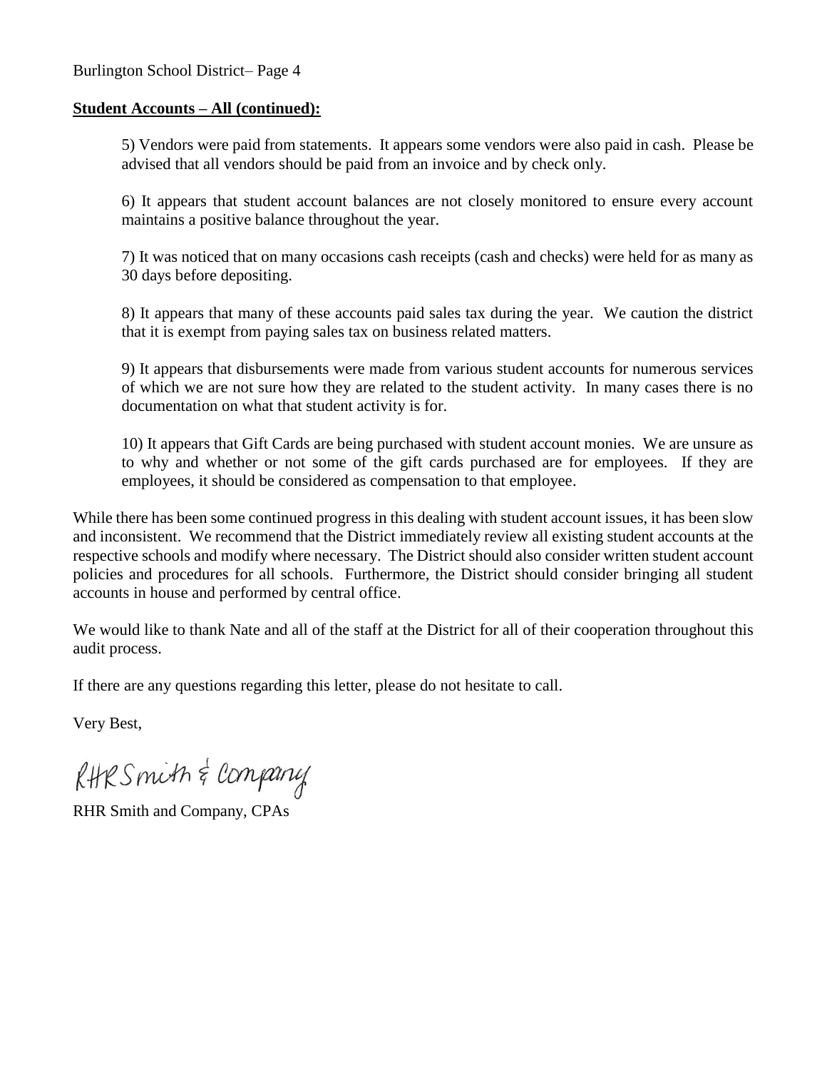**Student Accounts – All (continued):**

5) Vendors were paid from statements. It appears some vendors were also paid in cash. Please be advised that all vendors should be paid from an invoice and by check only.

6) It appears that student account balances are not closely monitored to ensure every account maintains a positive balance throughout the year.

7) It was noticed that on many occasions cash receipts (cash and checks) were held for as many as 30 days before depositing.

8) It appears that many of these accounts paid sales tax during the year. We caution the district that it is exempt from paying sales tax on business related matters.

9) It appears that disbursements were made from various student accounts for numerous services of which we are not sure how they are related to the student activity. In many cases there is no documentation on what that student activity is for.

10) It appears that Gift Cards are being purchased with student account monies. We are unsure as to why and whether or not some of the gift cards purchased are for employees. If they are employees, it should be considered as compensation to that employee.

While there has been some continued progress in this dealing with student account issues, it has been slow and inconsistent. We recommend that the District immediately review all existing student accounts at the respective schools and modify where necessary. The District should also consider written student account policies and procedures for all schools. Furthermore, the District should consider bringing all student accounts in house and performed by central office.

We would like to thank Nate and all of the staff at the District for all of their cooperation throughout this audit process.

If there are any questions regarding this letter, please do not hesitate to call.

Very Best,

RHR Smith & Company

RHR Smith and Company, CPAs